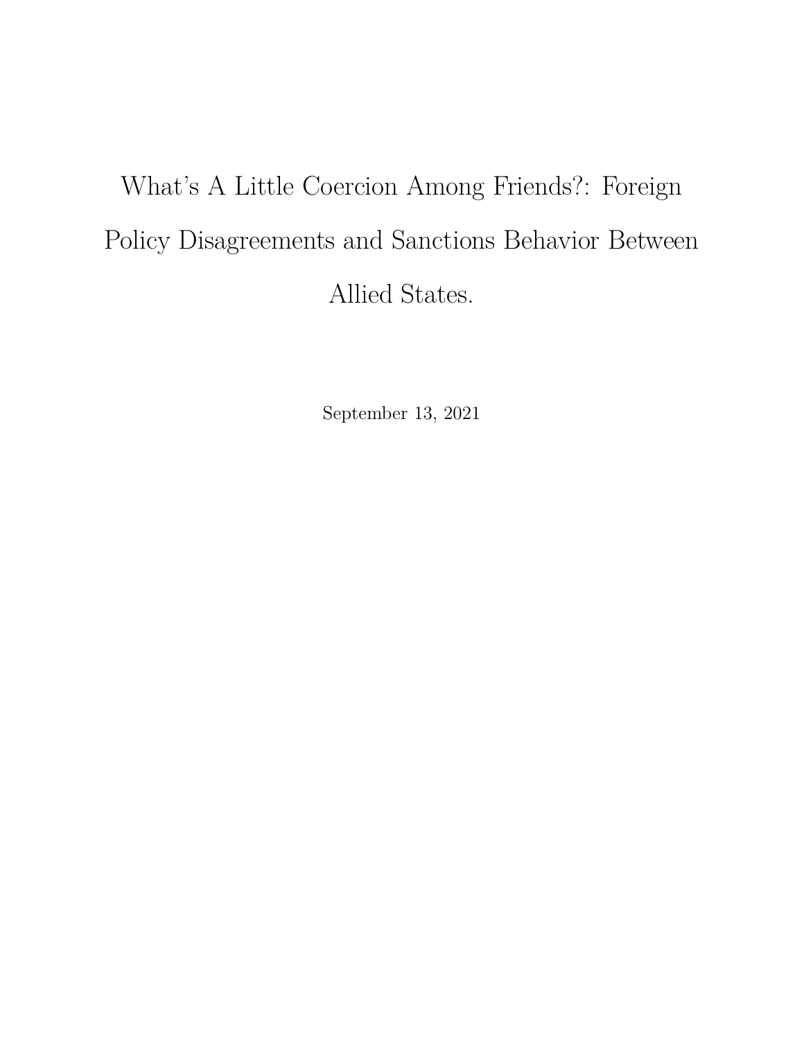# What's A Little Coercion Among Friends?: Foreign Policy Disagreements and Sanctions Behavior Between Allied States.

September 13, 2021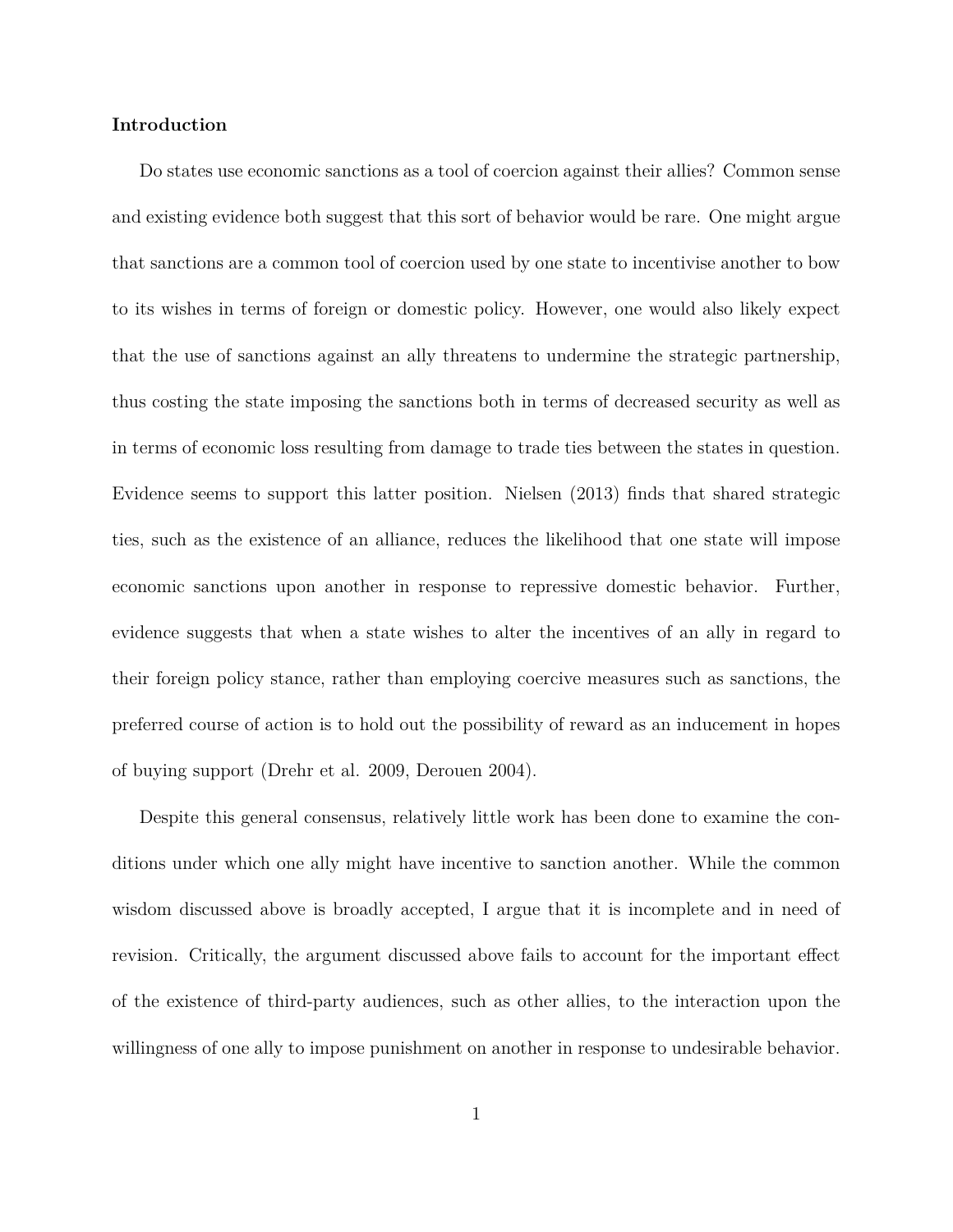**Introduction**

Do states use economic sanctions as a tool of coercion against their allies? Common sense and existing evidence both suggest that this sort of behavior would be rare. One might argue that sanctions are a common tool of coercion used by one state to incentivise another to bow to its wishes in terms of foreign or domestic policy. However, one would also likely expect that the use of sanctions against an ally threatens to undermine the strategic partnership, thus costing the state imposing the sanctions both in terms of decreased security as well as in terms of economic loss resulting from damage to trade ties between the states in question. Evidence seems to support this latter position. Nielsen (2013) finds that shared strategic ties, such as the existence of an alliance, reduces the likelihood that one state will impose economic sanctions upon another in response to repressive domestic behavior. Further, evidence suggests that when a state wishes to alter the incentives of an ally in regard to their foreign policy stance, rather than employing coercive measures such as sanctions, the preferred course of action is to hold out the possibility of reward as an inducement in hopes of buying support (Drehr et al. 2009, Derouen 2004).

Despite this general consensus, relatively little work has been done to examine the conditions under which one ally might have incentive to sanction another. While the common wisdom discussed above is broadly accepted, I argue that it is incomplete and in need of revision. Critically, the argument discussed above fails to account for the important effect of the existence of third-party audiences, such as other allies, to the interaction upon the willingness of one ally to impose punishment on another in response to undesirable behavior.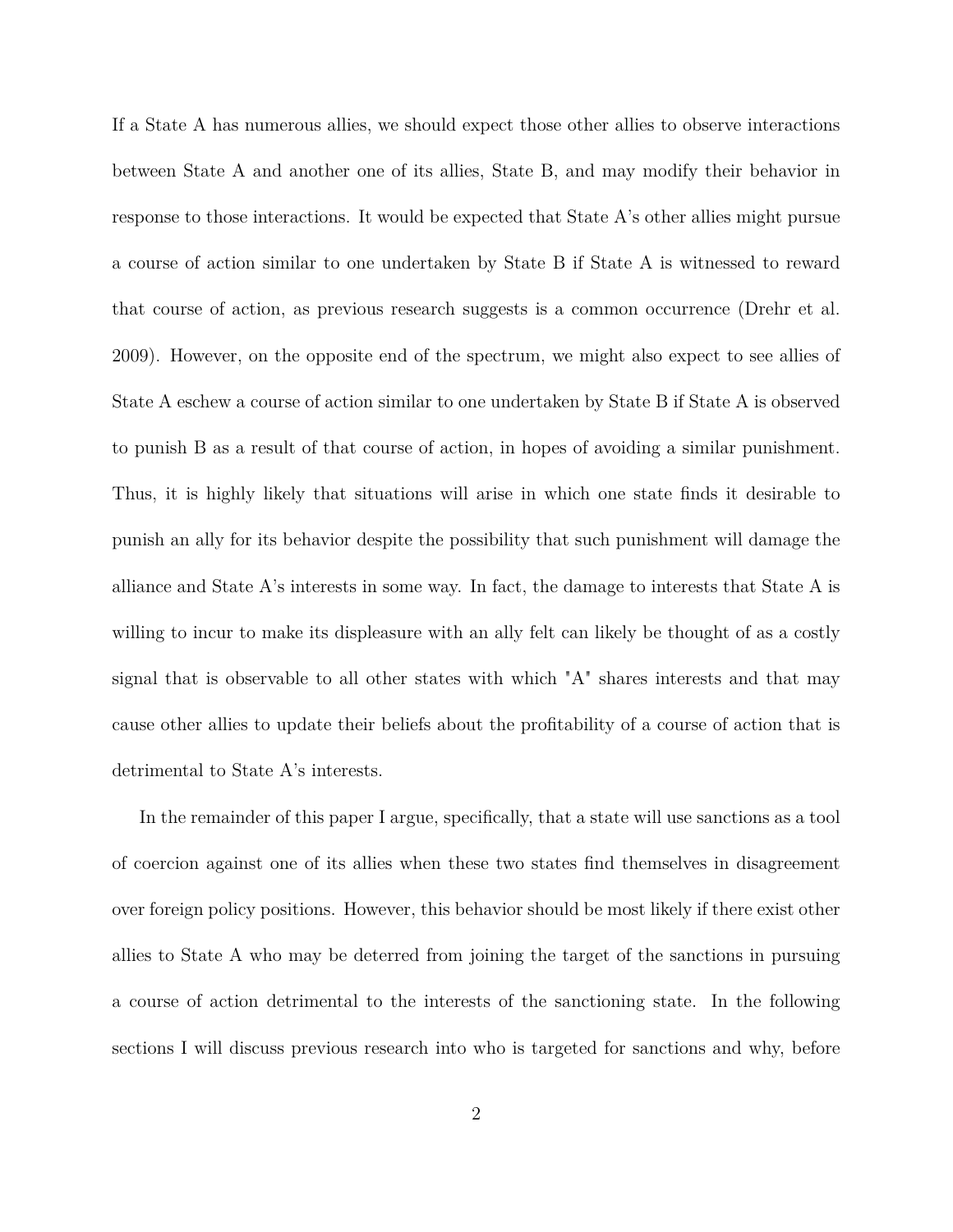If a State A has numerous allies, we should expect those other allies to observe interactions between State A and another one of its allies, State B, and may modify their behavior in response to those interactions. It would be expected that State A's other allies might pursue a course of action similar to one undertaken by State B if State A is witnessed to reward that course of action, as previous research suggests is a common occurrence (Drehr et al. 2009). However, on the opposite end of the spectrum, we might also expect to see allies of State A eschew a course of action similar to one undertaken by State B if State A is observed to punish B as a result of that course of action, in hopes of avoiding a similar punishment. Thus, it is highly likely that situations will arise in which one state finds it desirable to punish an ally for its behavior despite the possibility that such punishment will damage the alliance and State A's interests in some way. In fact, the damage to interests that State A is willing to incur to make its displeasure with an ally felt can likely be thought of as a costly signal that is observable to all other states with which "A" shares interests and that may cause other allies to update their beliefs about the profitability of a course of action that is detrimental to State A's interests.

In the remainder of this paper I argue, specifically, that a state will use sanctions as a tool of coercion against one of its allies when these two states find themselves in disagreement over foreign policy positions. However, this behavior should be most likely if there exist other allies to State A who may be deterred from joining the target of the sanctions in pursuing a course of action detrimental to the interests of the sanctioning state. In the following sections I will discuss previous research into who is targeted for sanctions and why, before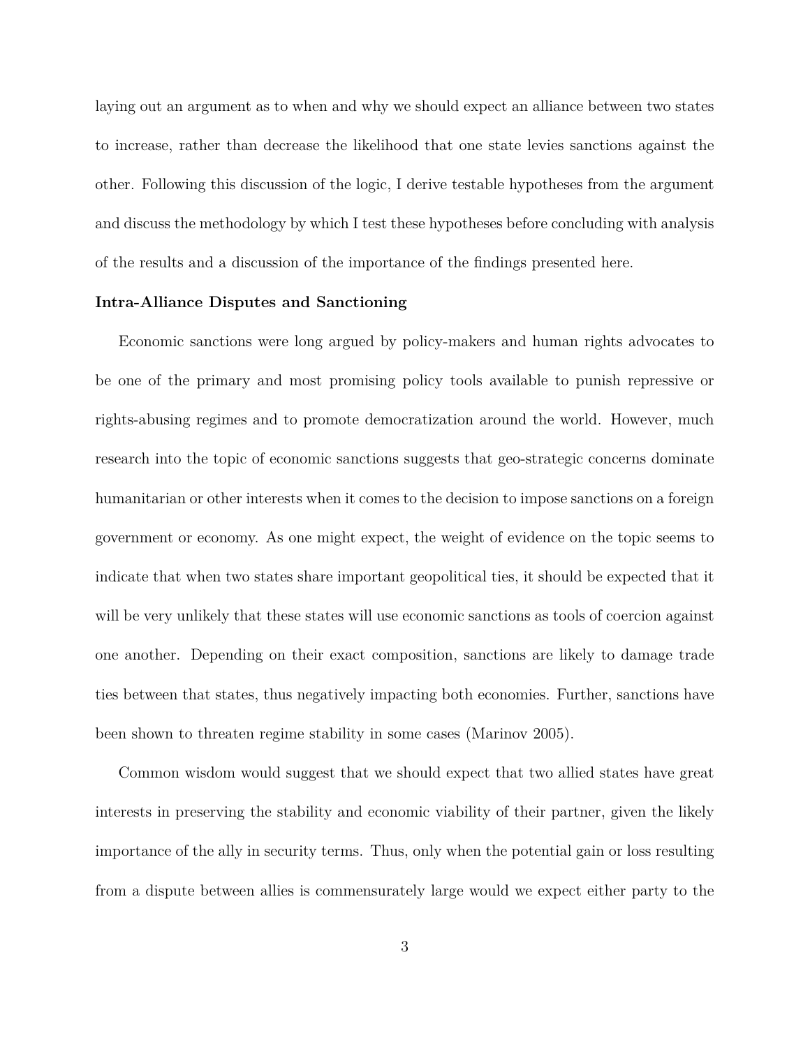laying out an argument as to when and why we should expect an alliance between two states to increase, rather than decrease the likelihood that one state levies sanctions against the other. Following this discussion of the logic, I derive testable hypotheses from the argument and discuss the methodology by which I test these hypotheses before concluding with analysis of the results and a discussion of the importance of the findings presented here.

**Intra-Alliance Disputes and Sanctioning**

Economic sanctions were long argued by policy-makers and human rights advocates to be one of the primary and most promising policy tools available to punish repressive or rights-abusing regimes and to promote democratization around the world. However, much research into the topic of economic sanctions suggests that geo-strategic concerns dominate humanitarian or other interests when it comes to the decision to impose sanctions on a foreign government or economy. As one might expect, the weight of evidence on the topic seems to indicate that when two states share important geopolitical ties, it should be expected that it will be very unlikely that these states will use economic sanctions as tools of coercion against one another. Depending on their exact composition, sanctions are likely to damage trade ties between that states, thus negatively impacting both economies. Further, sanctions have been shown to threaten regime stability in some cases (Marinov 2005).

Common wisdom would suggest that we should expect that two allied states have great interests in preserving the stability and economic viability of their partner, given the likely importance of the ally in security terms. Thus, only when the potential gain or loss resulting from a dispute between allies is commensurately large would we expect either party to the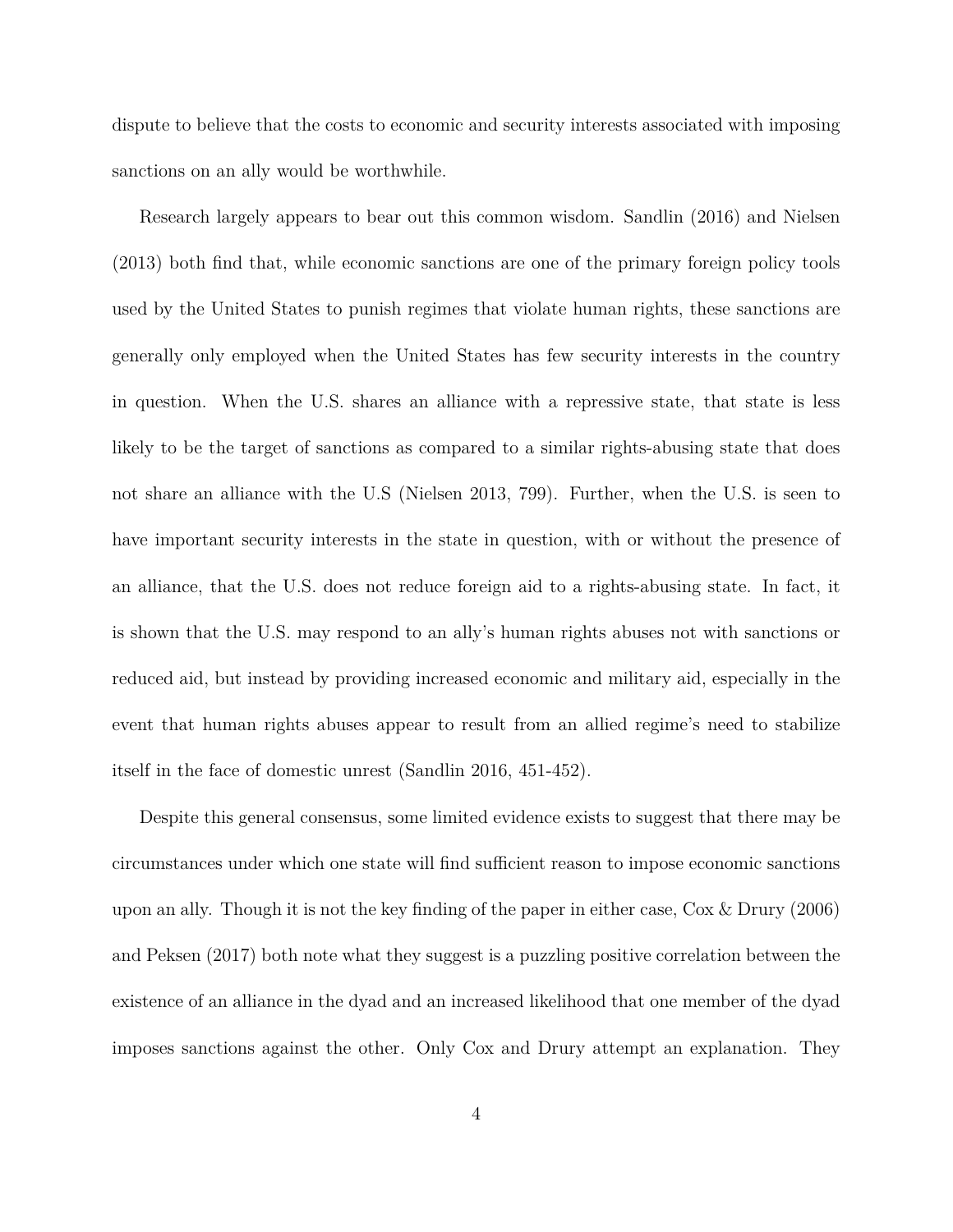dispute to believe that the costs to economic and security interests associated with imposing sanctions on an ally would be worthwhile.

Research largely appears to bear out this common wisdom. Sandlin (2016) and Nielsen (2013) both find that, while economic sanctions are one of the primary foreign policy tools used by the United States to punish regimes that violate human rights, these sanctions are generally only employed when the United States has few security interests in the country in question. When the U.S. shares an alliance with a repressive state, that state is less likely to be the target of sanctions as compared to a similar rights-abusing state that does not share an alliance with the U.S (Nielsen 2013, 799). Further, when the U.S. is seen to have important security interests in the state in question, with or without the presence of an alliance, that the U.S. does not reduce foreign aid to a rights-abusing state. In fact, it is shown that the U.S. may respond to an ally's human rights abuses not with sanctions or reduced aid, but instead by providing increased economic and military aid, especially in the event that human rights abuses appear to result from an allied regime's need to stabilize itself in the face of domestic unrest (Sandlin 2016, 451-452).

Despite this general consensus, some limited evidence exists to suggest that there may be circumstances under which one state will find sufficient reason to impose economic sanctions upon an ally. Though it is not the key finding of the paper in either case, Cox & Drury (2006) and Peksen (2017) both note what they suggest is a puzzling positive correlation between the existence of an alliance in the dyad and an increased likelihood that one member of the dyad imposes sanctions against the other. Only Cox and Drury attempt an explanation. They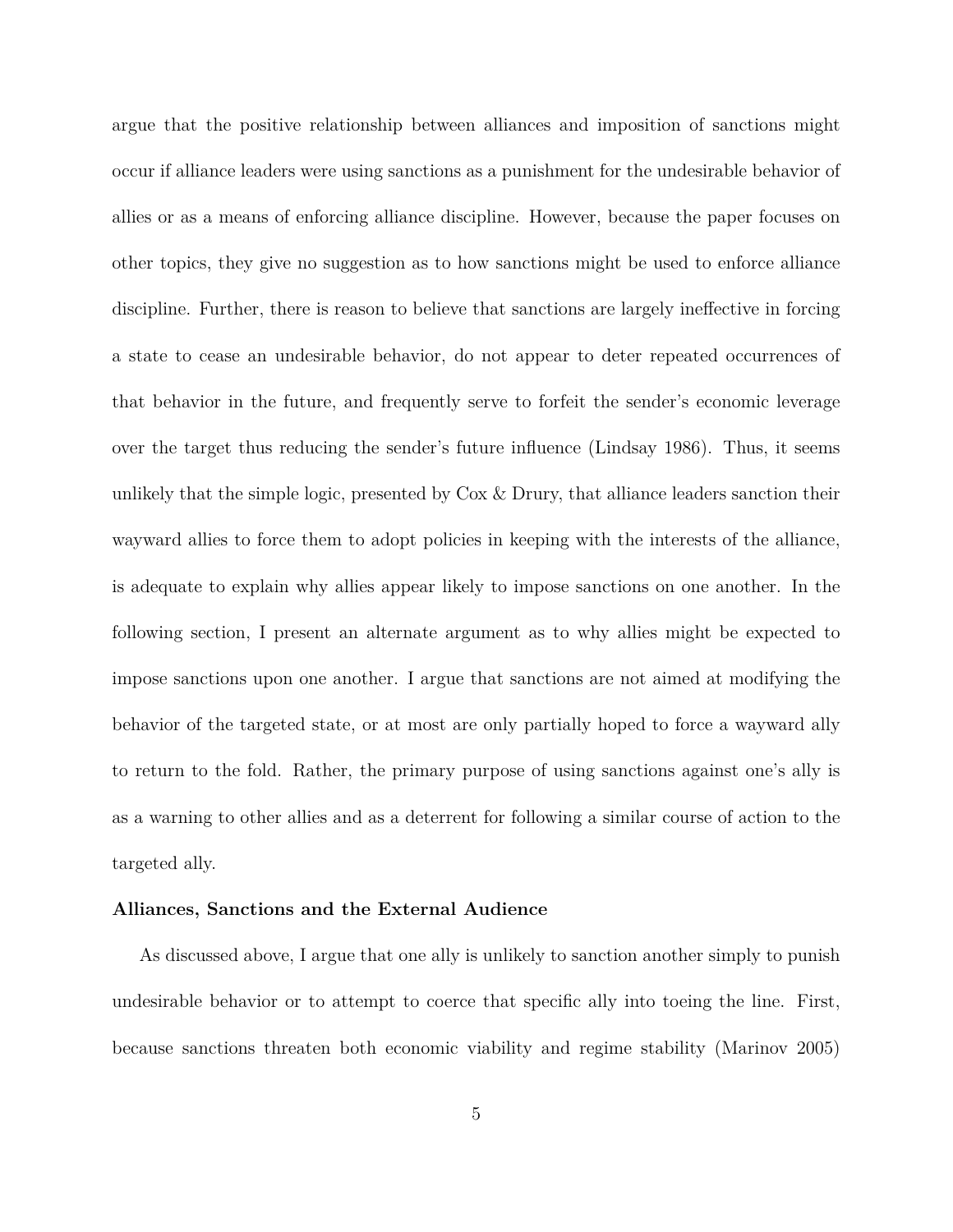argue that the positive relationship between alliances and imposition of sanctions might occur if alliance leaders were using sanctions as a punishment for the undesirable behavior of allies or as a means of enforcing alliance discipline. However, because the paper focuses on other topics, they give no suggestion as to how sanctions might be used to enforce alliance discipline. Further, there is reason to believe that sanctions are largely ineffective in forcing a state to cease an undesirable behavior, do not appear to deter repeated occurrences of that behavior in the future, and frequently serve to forfeit the sender's economic leverage over the target thus reducing the sender's future influence (Lindsay 1986). Thus, it seems unlikely that the simple logic, presented by Cox & Drury, that alliance leaders sanction their wayward allies to force them to adopt policies in keeping with the interests of the alliance, is adequate to explain why allies appear likely to impose sanctions on one another. In the following section, I present an alternate argument as to why allies might be expected to impose sanctions upon one another. I argue that sanctions are not aimed at modifying the behavior of the targeted state, or at most are only partially hoped to force a wayward ally to return to the fold. Rather, the primary purpose of using sanctions against one's ally is as a warning to other allies and as a deterrent for following a similar course of action to the targeted ally.

**Alliances, Sanctions and the External Audience**

As discussed above, I argue that one ally is unlikely to sanction another simply to punish undesirable behavior or to attempt to coerce that specific ally into toeing the line. First, because sanctions threaten both economic viability and regime stability (Marinov 2005)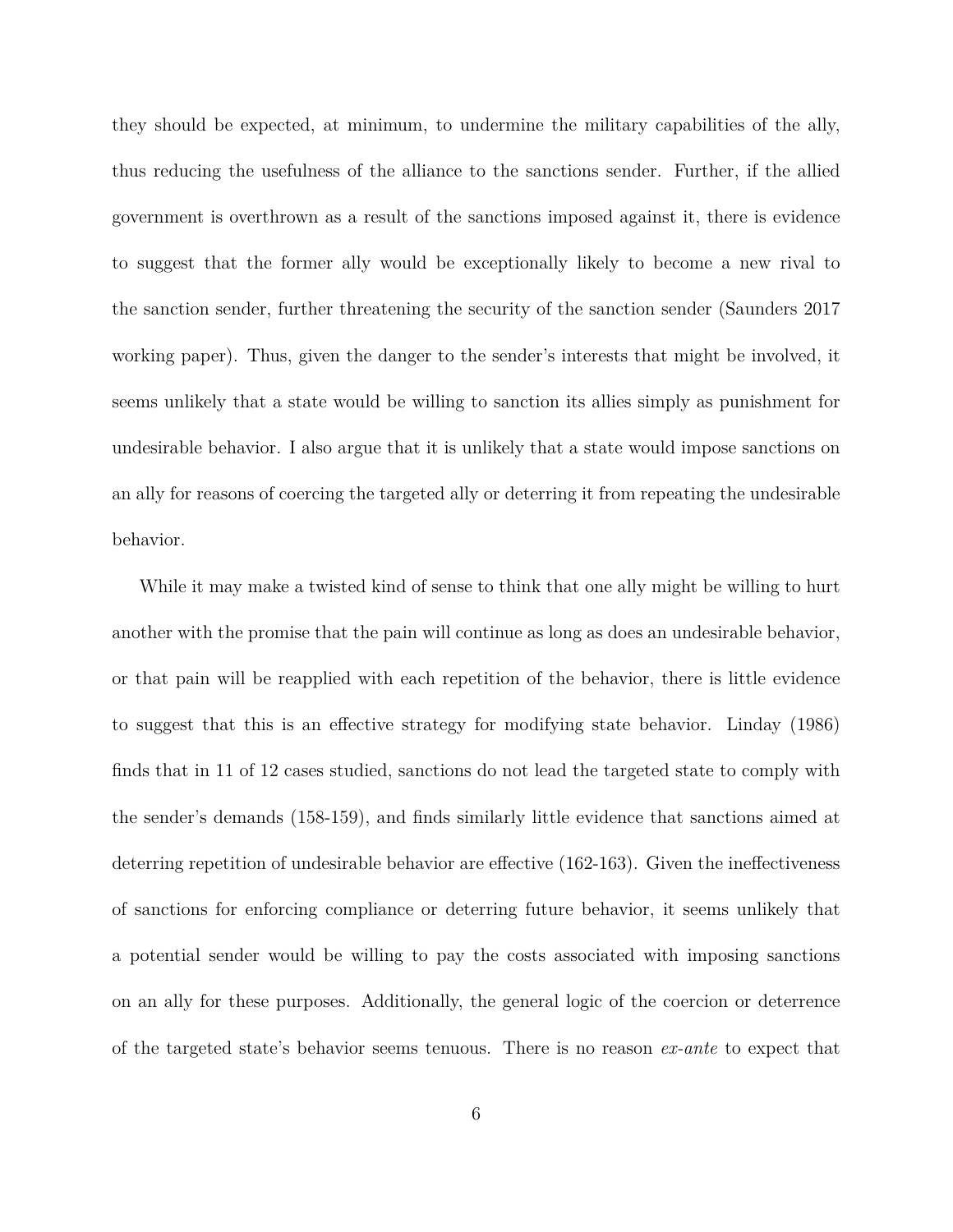they should be expected, at minimum, to undermine the military capabilities of the ally, thus reducing the usefulness of the alliance to the sanctions sender. Further, if the allied government is overthrown as a result of the sanctions imposed against it, there is evidence to suggest that the former ally would be exceptionally likely to become a new rival to the sanction sender, further threatening the security of the sanction sender (Saunders 2017 working paper). Thus, given the danger to the sender's interests that might be involved, it seems unlikely that a state would be willing to sanction its allies simply as punishment for undesirable behavior. I also argue that it is unlikely that a state would impose sanctions on an ally for reasons of coercing the targeted ally or deterring it from repeating the undesirable behavior.

While it may make a twisted kind of sense to think that one ally might be willing to hurt another with the promise that the pain will continue as long as does an undesirable behavior, or that pain will be reapplied with each repetition of the behavior, there is little evidence to suggest that this is an effective strategy for modifying state behavior. Linday (1986) finds that in 11 of 12 cases studied, sanctions do not lead the targeted state to comply with the sender's demands (158-159), and finds similarly little evidence that sanctions aimed at deterring repetition of undesirable behavior are effective (162-163). Given the ineffectiveness of sanctions for enforcing compliance or deterring future behavior, it seems unlikely that a potential sender would be willing to pay the costs associated with imposing sanctions on an ally for these purposes. Additionally, the general logic of the coercion or deterrence of the targeted state's behavior seems tenuous. There is no reason *ex-ante* to expect that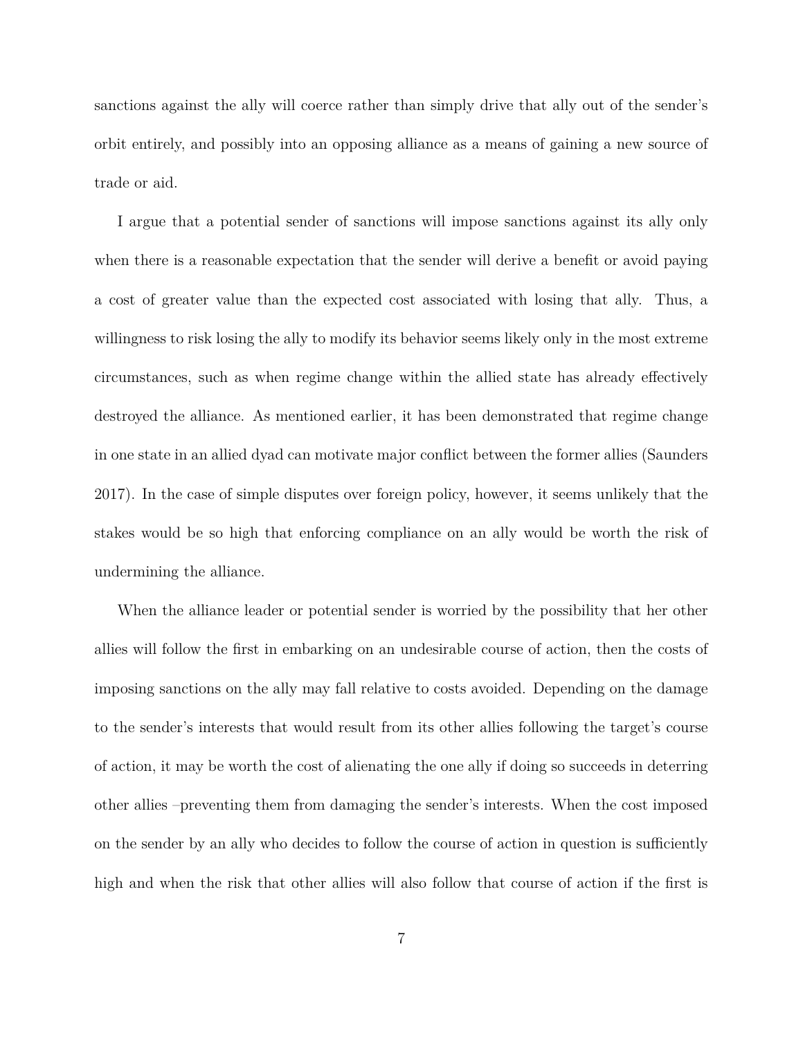sanctions against the ally will coerce rather than simply drive that ally out of the sender's orbit entirely, and possibly into an opposing alliance as a means of gaining a new source of trade or aid.

I argue that a potential sender of sanctions will impose sanctions against its ally only when there is a reasonable expectation that the sender will derive a benefit or avoid paying a cost of greater value than the expected cost associated with losing that ally. Thus, a willingness to risk losing the ally to modify its behavior seems likely only in the most extreme circumstances, such as when regime change within the allied state has already effectively destroyed the alliance. As mentioned earlier, it has been demonstrated that regime change in one state in an allied dyad can motivate major conflict between the former allies (Saunders 2017). In the case of simple disputes over foreign policy, however, it seems unlikely that the stakes would be so high that enforcing compliance on an ally would be worth the risk of undermining the alliance.

When the alliance leader or potential sender is worried by the possibility that her other allies will follow the first in embarking on an undesirable course of action, then the costs of imposing sanctions on the ally may fall relative to costs avoided. Depending on the damage to the sender's interests that would result from its other allies following the target's course of action, it may be worth the cost of alienating the one ally if doing so succeeds in deterring other allies –preventing them from damaging the sender's interests. When the cost imposed on the sender by an ally who decides to follow the course of action in question is sufficiently high and when the risk that other allies will also follow that course of action if the first is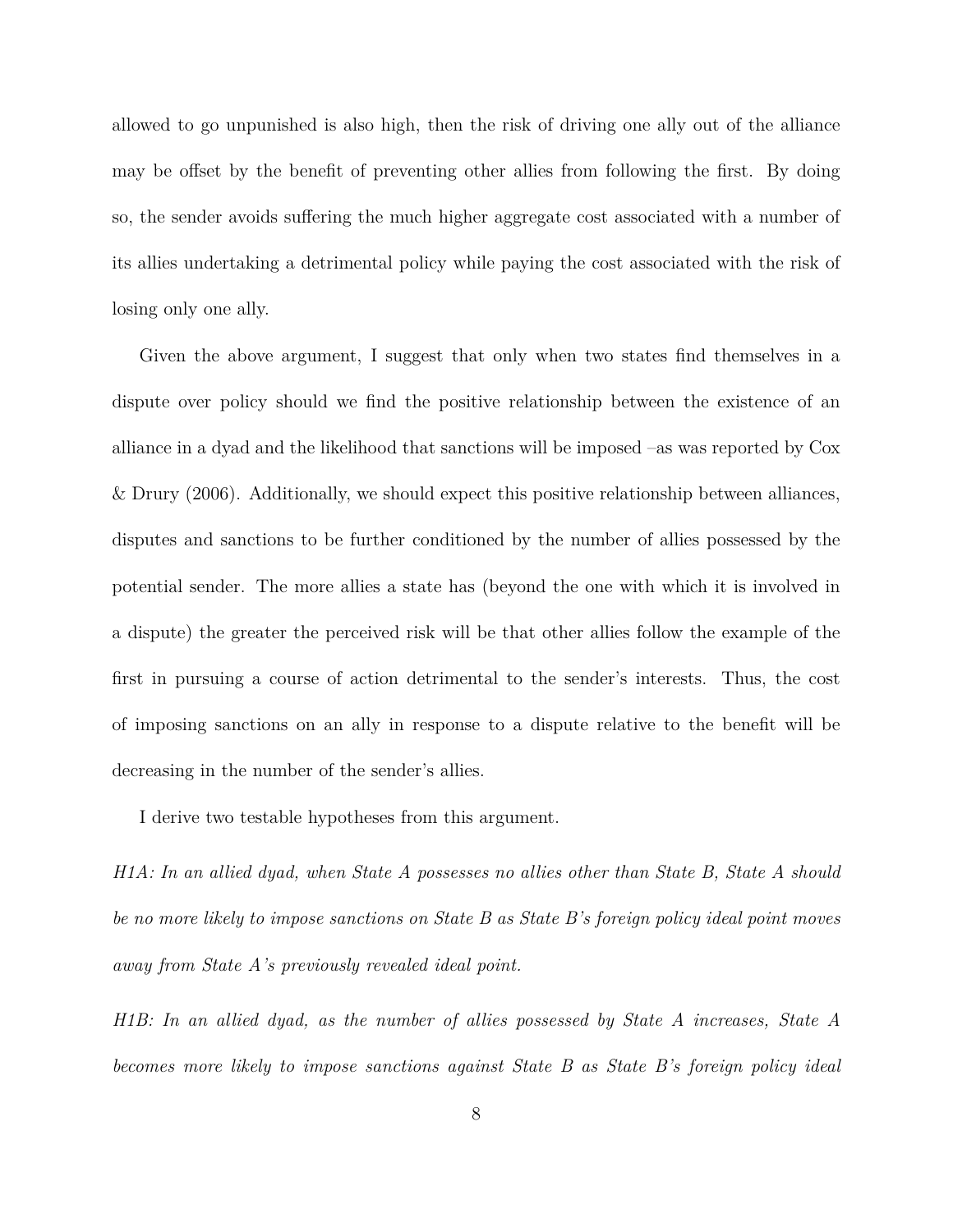allowed to go unpunished is also high, then the risk of driving one ally out of the alliance may be offset by the benefit of preventing other allies from following the first. By doing so, the sender avoids suffering the much higher aggregate cost associated with a number of its allies undertaking a detrimental policy while paying the cost associated with the risk of losing only one ally.

Given the above argument, I suggest that only when two states find themselves in a dispute over policy should we find the positive relationship between the existence of an alliance in a dyad and the likelihood that sanctions will be imposed –as was reported by Cox & Drury (2006). Additionally, we should expect this positive relationship between alliances, disputes and sanctions to be further conditioned by the number of allies possessed by the potential sender. The more allies a state has (beyond the one with which it is involved in a dispute) the greater the perceived risk will be that other allies follow the example of the first in pursuing a course of action detrimental to the sender's interests. Thus, the cost of imposing sanctions on an ally in response to a dispute relative to the benefit will be decreasing in the number of the sender's allies.

I derive two testable hypotheses from this argument.

*H1A: In an allied dyad, when State A possesses no allies other than State B, State A should be no more likely to impose sanctions on State B as State B's foreign policy ideal point moves away from State A's previously revealed ideal point.*

*H1B: In an allied dyad, as the number of allies possessed by State A increases, State A becomes more likely to impose sanctions against State B as State B's foreign policy ideal*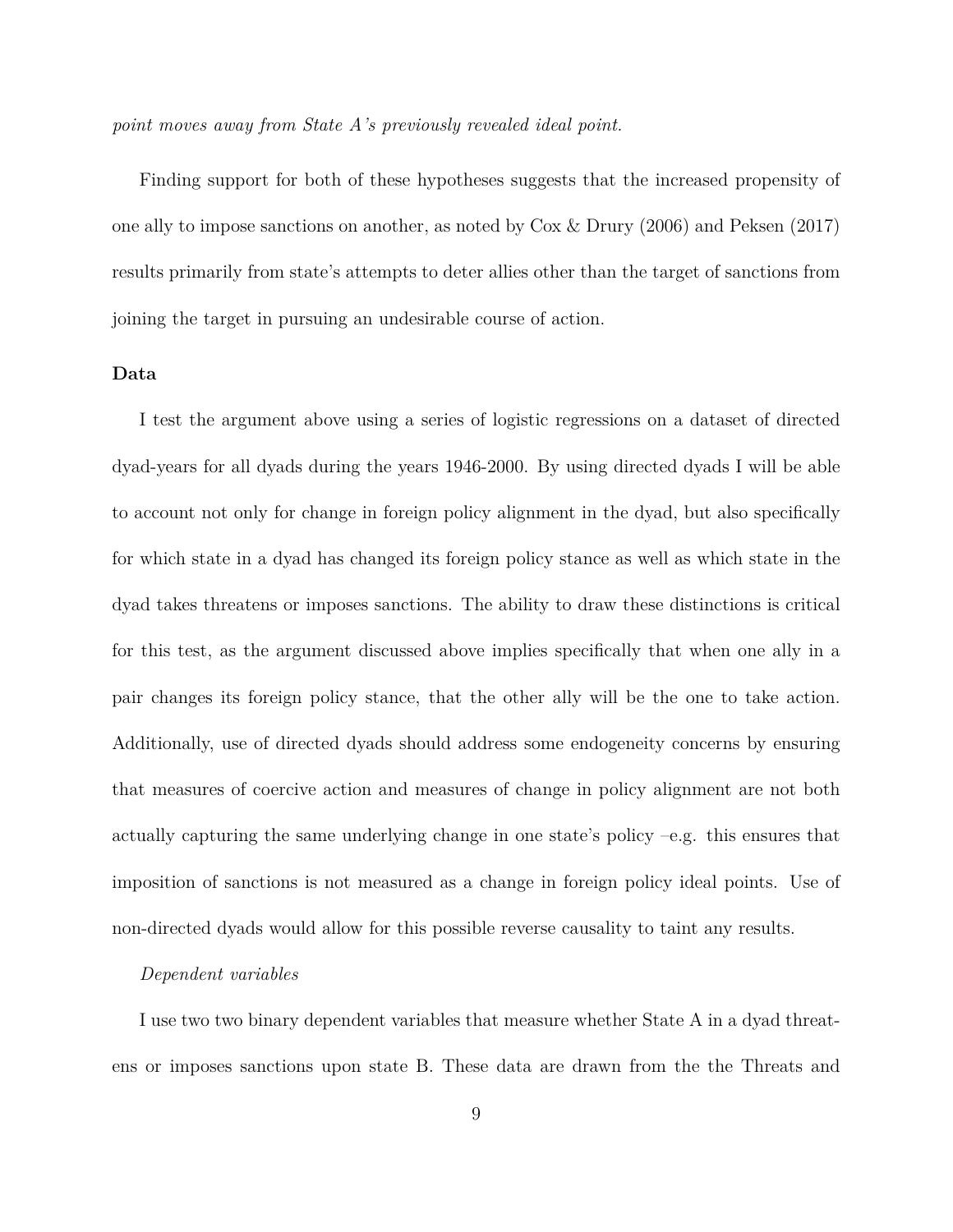*point moves away from State A's previously revealed ideal point.*

Finding support for both of these hypotheses suggests that the increased propensity of one ally to impose sanctions on another, as noted by Cox & Drury (2006) and Peksen (2017) results primarily from state's attempts to deter allies other than the target of sanctions from joining the target in pursuing an undesirable course of action.

**Data**

I test the argument above using a series of logistic regressions on a dataset of directed dyad-years for all dyads during the years 1946-2000. By using directed dyads I will be able to account not only for change in foreign policy alignment in the dyad, but also specifically for which state in a dyad has changed its foreign policy stance as well as which state in the dyad takes threatens or imposes sanctions. The ability to draw these distinctions is critical for this test, as the argument discussed above implies specifically that when one ally in a pair changes its foreign policy stance, that the other ally will be the one to take action. Additionally, use of directed dyads should address some endogeneity concerns by ensuring that measures of coercive action and measures of change in policy alignment are not both actually capturing the same underlying change in one state's policy –e.g. this ensures that imposition of sanctions is not measured as a change in foreign policy ideal points. Use of non-directed dyads would allow for this possible reverse causality to taint any results.

*Dependent variables*

I use two two binary dependent variables that measure whether State A in a dyad threatens or imposes sanctions upon state B. These data are drawn from the the Threats and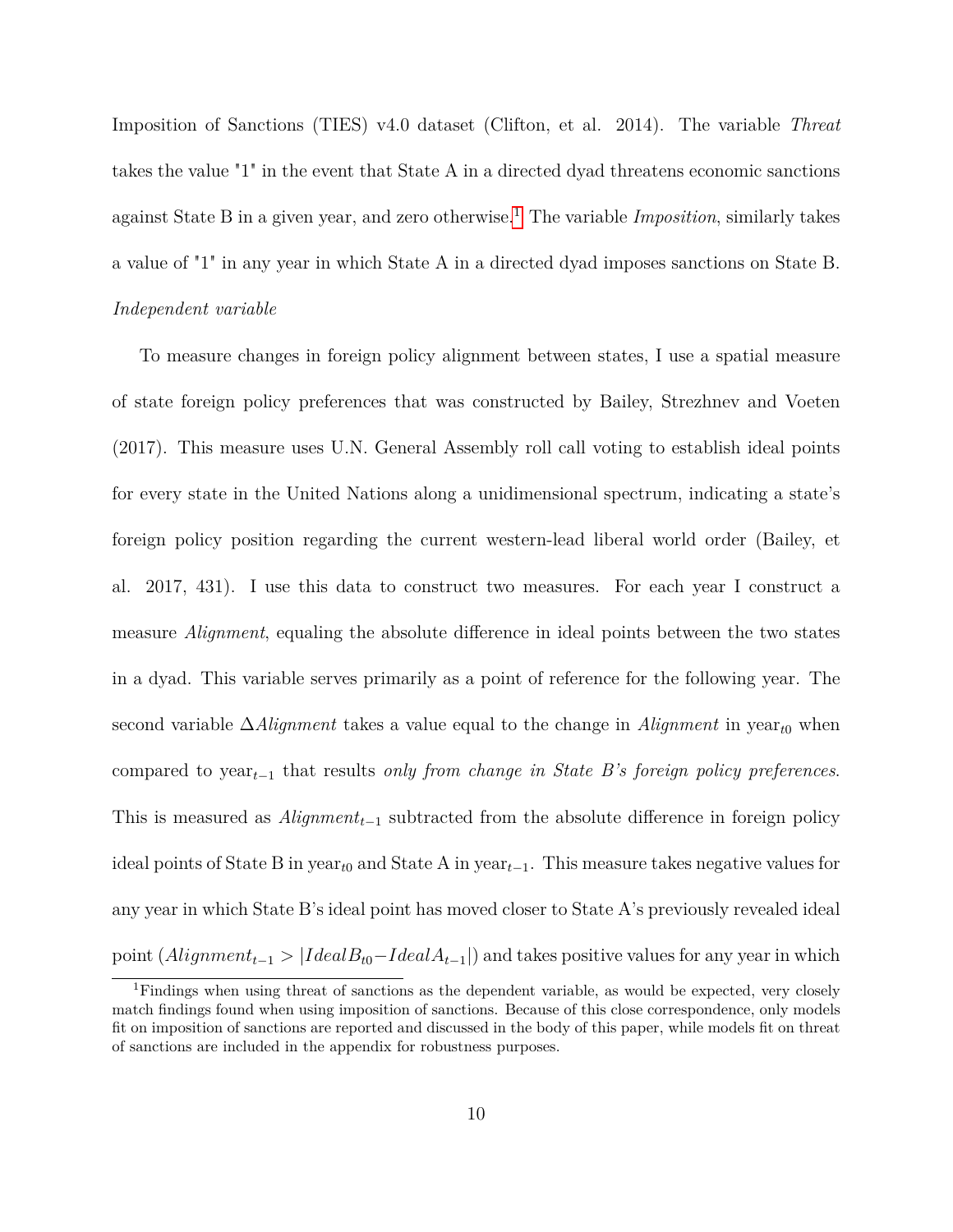Imposition of Sanctions (TIES) v4.0 dataset (Clifton, et al. 2014). The variable *Threat* takes the value "1" in the event that State A in a directed dyad threatens economic sanctions against State B in a given year, and zero otherwise.[1] The variable *Imposition*, similarly takes a value of "1" in any year in which State A in a directed dyad imposes sanctions on State B.

*Independent variable*

To measure changes in foreign policy alignment between states, I use a spatial measure of state foreign policy preferences that was constructed by Bailey, Strezhnev and Voeten (2017). This measure uses U.N. General Assembly roll call voting to establish ideal points for every state in the United Nations along a unidimensional spectrum, indicating a state's foreign policy position regarding the current western-lead liberal world order (Bailey, et al. 2017, 431). I use this data to construct two measures. For each year I construct a measure *Alignment*, equaling the absolute difference in ideal points between the two states in a dyad. This variable serves primarily as a point of reference for the following year. The second variable $\Delta Alignment$ takes a value equal to the change in *Alignment* in year$_{t0}$ when compared to year$_{t-1}$ that results *only from change in State B's foreign policy preferences*. This is measured as $Alignment_{t-1}$ subtracted from the absolute difference in foreign policy ideal points of State B in year$_{t0}$ and State A in year$_{t-1}$. This measure takes negative values for any year in which State B's ideal point has moved closer to State A's previously revealed ideal point ($Alignment_{t-1} > |IdealB_{t0} - IdealA_{t-1}|$) and takes positive values for any year in which

[1] Findings when using threat of sanctions as the dependent variable, as would be expected, very closely match findings found when using imposition of sanctions. Because of this close correspondence, only models fit on imposition of sanctions are reported and discussed in the body of this paper, while models fit on threat of sanctions are included in the appendix for robustness purposes.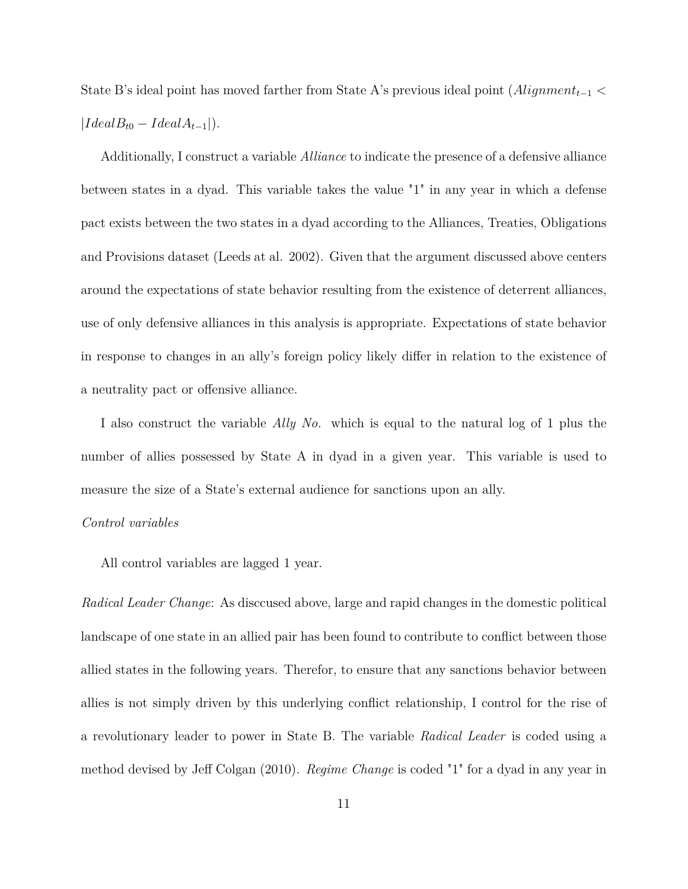State B's ideal point has moved farther from State A's previous ideal point ($Alignment_{t-1} < |IdealB_{t0} - IdealA_{t-1}|$).

Additionally, I construct a variable *Alliance* to indicate the presence of a defensive alliance between states in a dyad. This variable takes the value "1" in any year in which a defense pact exists between the two states in a dyad according to the Alliances, Treaties, Obligations and Provisions dataset (Leeds at al. 2002). Given that the argument discussed above centers around the expectations of state behavior resulting from the existence of deterrent alliances, use of only defensive alliances in this analysis is appropriate. Expectations of state behavior in response to changes in an ally's foreign policy likely differ in relation to the existence of a neutrality pact or offensive alliance.

I also construct the variable *Ally No.* which is equal to the natural log of 1 plus the number of allies possessed by State A in dyad in a given year. This variable is used to measure the size of a State's external audience for sanctions upon an ally.

*Control variables*

All control variables are lagged 1 year.

*Radical Leader Change*: As disccused above, large and rapid changes in the domestic political landscape of one state in an allied pair has been found to contribute to conflict between those allied states in the following years. Therefor, to ensure that any sanctions behavior between allies is not simply driven by this underlying conflict relationship, I control for the rise of a revolutionary leader to power in State B. The variable *Radical Leader* is coded using a method devised by Jeff Colgan (2010). *Regime Change* is coded "1" for a dyad in any year in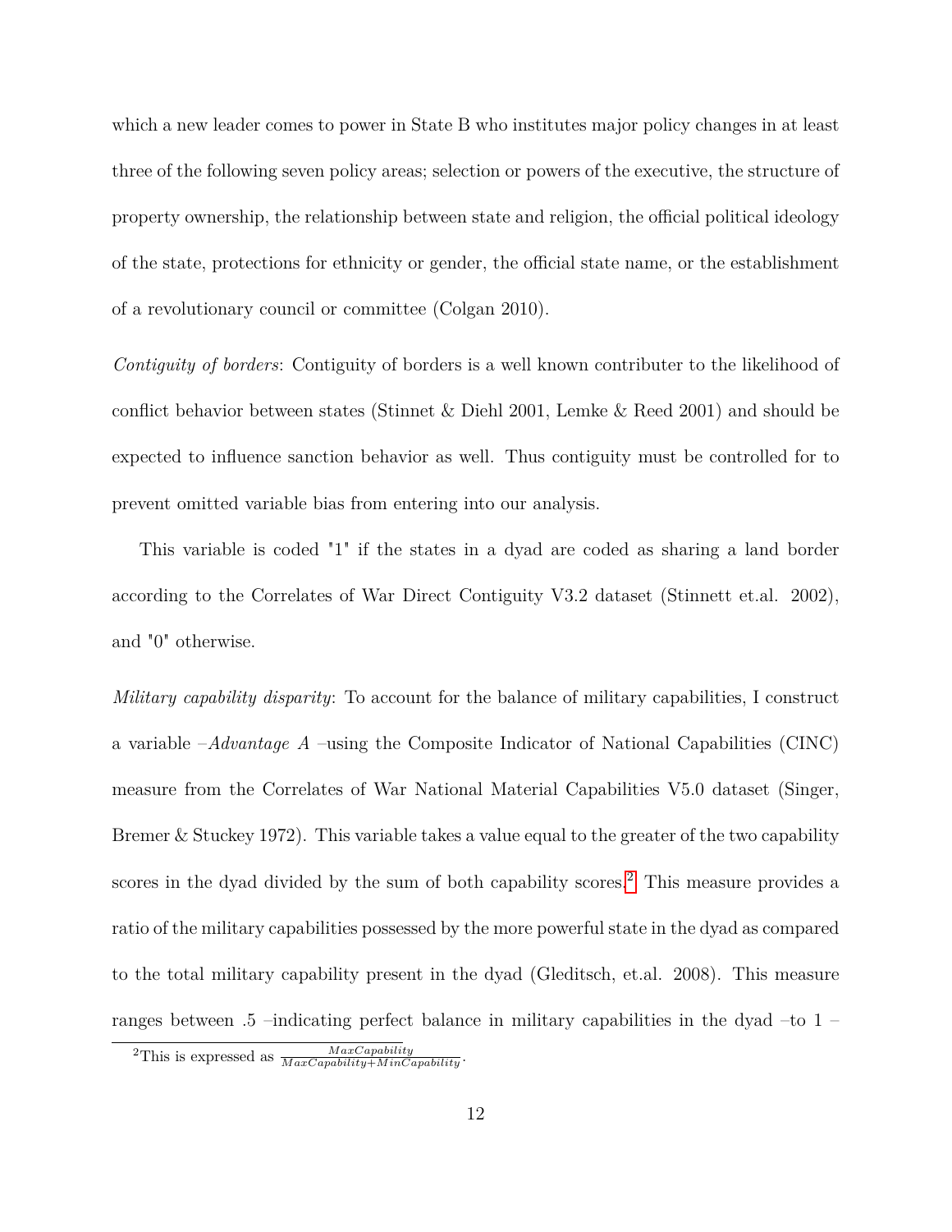which a new leader comes to power in State B who institutes major policy changes in at least three of the following seven policy areas; selection or powers of the executive, the structure of property ownership, the relationship between state and religion, the official political ideology of the state, protections for ethnicity or gender, the official state name, or the establishment of a revolutionary council or committee (Colgan 2010).

*Contiguity of borders*: Contiguity of borders is a well known contributer to the likelihood of conflict behavior between states (Stinnet & Diehl 2001, Lemke & Reed 2001) and should be expected to influence sanction behavior as well. Thus contiguity must be controlled for to prevent omitted variable bias from entering into our analysis.

This variable is coded "1" if the states in a dyad are coded as sharing a land border according to the Correlates of War Direct Contiguity V3.2 dataset (Stinnett et.al. 2002), and "0" otherwise.

*Military capability disparity*: To account for the balance of military capabilities, I construct a variable –*Advantage A* –using the Composite Indicator of National Capabilities (CINC) measure from the Correlates of War National Material Capabilities V5.0 dataset (Singer, Bremer & Stuckey 1972). This variable takes a value equal to the greater of the two capability scores in the dyad divided by the sum of both capability scores.[2] This measure provides a ratio of the military capabilities possessed by the more powerful state in the dyad as compared to the total military capability present in the dyad (Gleditsch, et.al. 2008). This measure ranges between .5 –indicating perfect balance in military capabilities in the dyad –to 1 –

[2] This is expressed as $\frac{MaxCapability}{MaxCapability+MinCapability}$.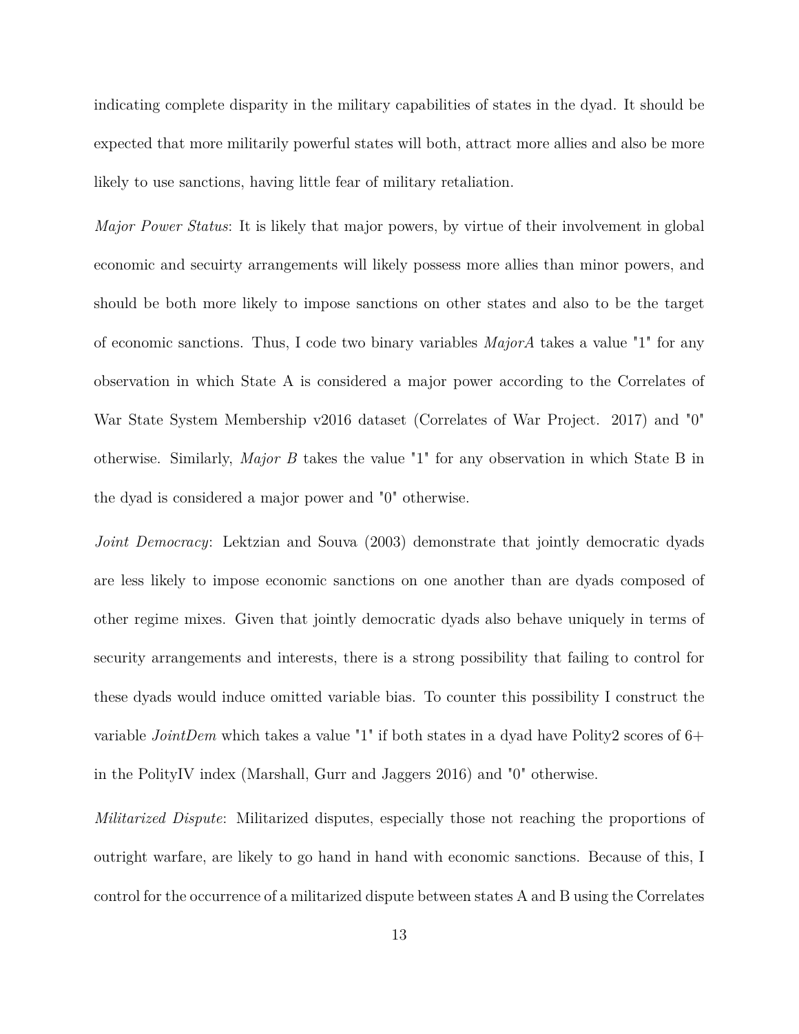indicating complete disparity in the military capabilities of states in the dyad. It should be expected that more militarily powerful states will both, attract more allies and also be more likely to use sanctions, having little fear of military retaliation.

*Major Power Status*: It is likely that major powers, by virtue of their involvement in global economic and secuirty arrangements will likely possess more allies than minor powers, and should be both more likely to impose sanctions on other states and also to be the target of economic sanctions. Thus, I code two binary variables *MajorA* takes a value "1" for any observation in which State A is considered a major power according to the Correlates of War State System Membership v2016 dataset (Correlates of War Project. 2017) and "0" otherwise. Similarly, *Major B* takes the value "1" for any observation in which State B in the dyad is considered a major power and "0" otherwise.

*Joint Democracy*: Lektzian and Souva (2003) demonstrate that jointly democratic dyads are less likely to impose economic sanctions on one another than are dyads composed of other regime mixes. Given that jointly democratic dyads also behave uniquely in terms of security arrangements and interests, there is a strong possibility that failing to control for these dyads would induce omitted variable bias. To counter this possibility I construct the variable *JointDem* which takes a value "1" if both states in a dyad have Polity2 scores of 6+ in the PolityIV index (Marshall, Gurr and Jaggers 2016) and "0" otherwise.

*Militarized Dispute*: Militarized disputes, especially those not reaching the proportions of outright warfare, are likely to go hand in hand with economic sanctions. Because of this, I control for the occurrence of a militarized dispute between states A and B using the Correlates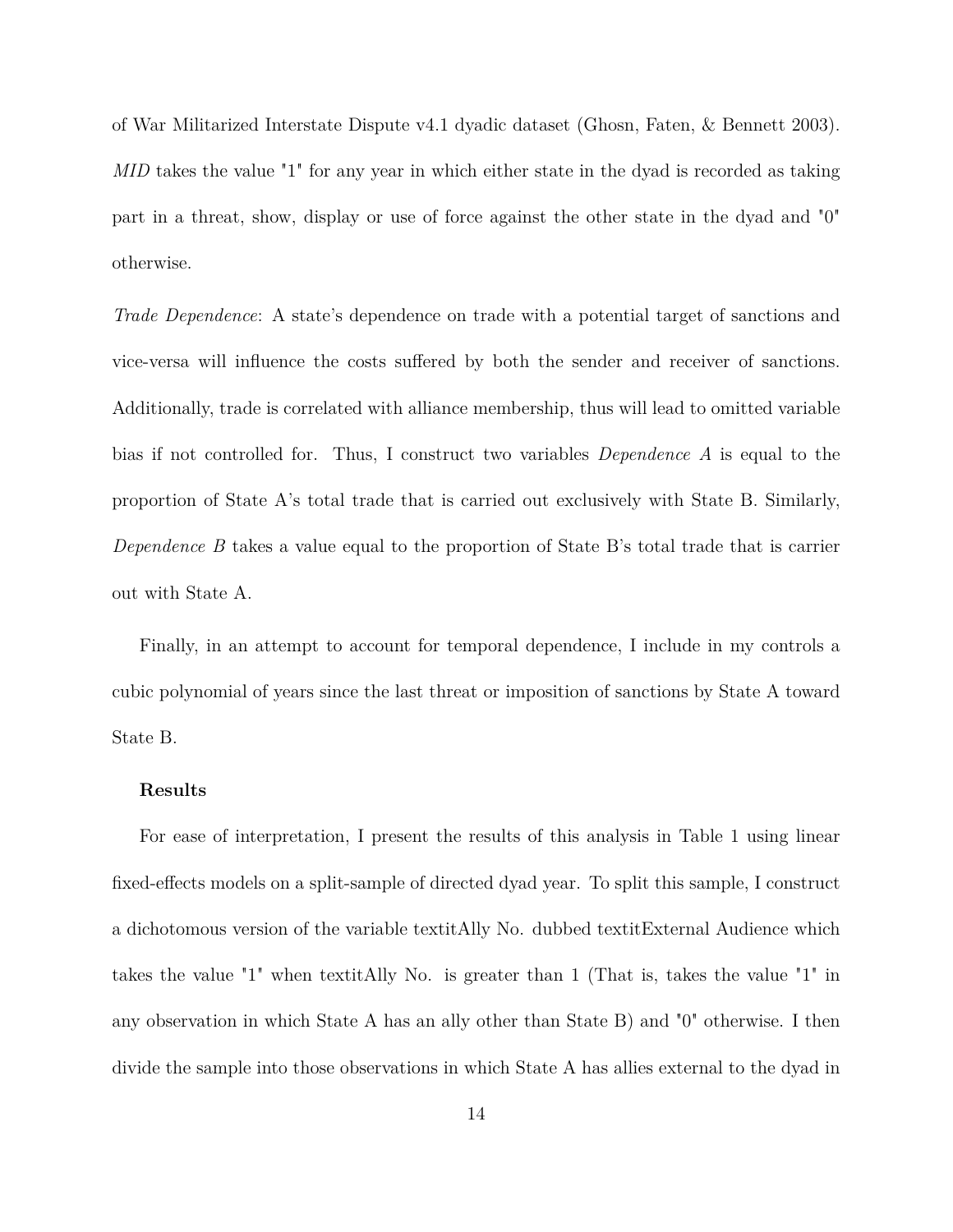of War Militarized Interstate Dispute v4.1 dyadic dataset (Ghosn, Faten, & Bennett 2003). *MID* takes the value "1" for any year in which either state in the dyad is recorded as taking part in a threat, show, display or use of force against the other state in the dyad and "0" otherwise.

*Trade Dependence*: A state's dependence on trade with a potential target of sanctions and vice-versa will influence the costs suffered by both the sender and receiver of sanctions. Additionally, trade is correlated with alliance membership, thus will lead to omitted variable bias if not controlled for. Thus, I construct two variables *Dependence A* is equal to the proportion of State A's total trade that is carried out exclusively with State B. Similarly, *Dependence B* takes a value equal to the proportion of State B's total trade that is carrier out with State A.

Finally, in an attempt to account for temporal dependence, I include in my controls a cubic polynomial of years since the last threat or imposition of sanctions by State A toward State B.

**Results**

For ease of interpretation, I present the results of this analysis in Table 1 using linear fixed-effects models on a split-sample of directed dyad year. To split this sample, I construct a dichotomous version of the variable textitAlly No. dubbed textitExternal Audience which takes the value "1" when textitAlly No. is greater than 1 (That is, takes the value "1" in any observation in which State A has an ally other than State B) and "0" otherwise. I then divide the sample into those observations in which State A has allies external to the dyad in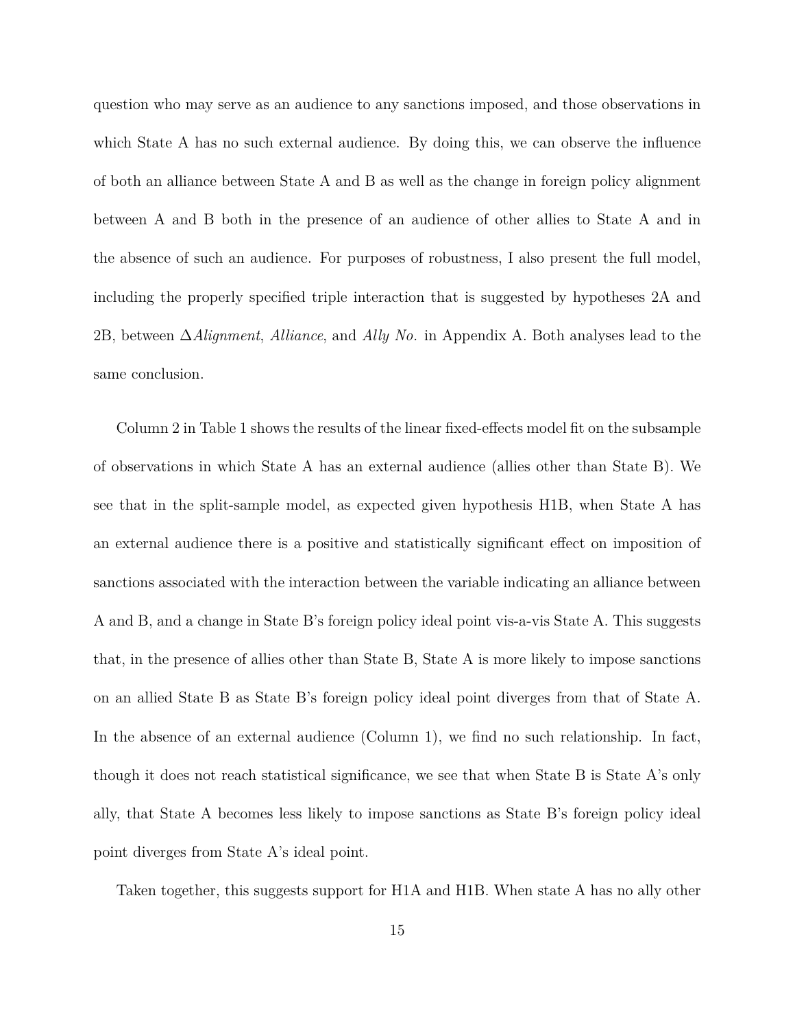question who may serve as an audience to any sanctions imposed, and those observations in which State A has no such external audience. By doing this, we can observe the influence of both an alliance between State A and B as well as the change in foreign policy alignment between A and B both in the presence of an audience of other allies to State A and in the absence of such an audience. For purposes of robustness, I also present the full model, including the properly specified triple interaction that is suggested by hypotheses 2A and 2B, between $\Delta$*Alignment*, *Alliance*, and *Ally No.* in Appendix A. Both analyses lead to the same conclusion.

Column 2 in Table 1 shows the results of the linear fixed-effects model fit on the subsample of observations in which State A has an external audience (allies other than State B). We see that in the split-sample model, as expected given hypothesis H1B, when State A has an external audience there is a positive and statistically significant effect on imposition of sanctions associated with the interaction between the variable indicating an alliance between A and B, and a change in State B's foreign policy ideal point vis-a-vis State A. This suggests that, in the presence of allies other than State B, State A is more likely to impose sanctions on an allied State B as State B's foreign policy ideal point diverges from that of State A. In the absence of an external audience (Column 1), we find no such relationship. In fact, though it does not reach statistical significance, we see that when State B is State A's only ally, that State A becomes less likely to impose sanctions as State B's foreign policy ideal point diverges from State A's ideal point.

Taken together, this suggests support for H1A and H1B. When state A has no ally other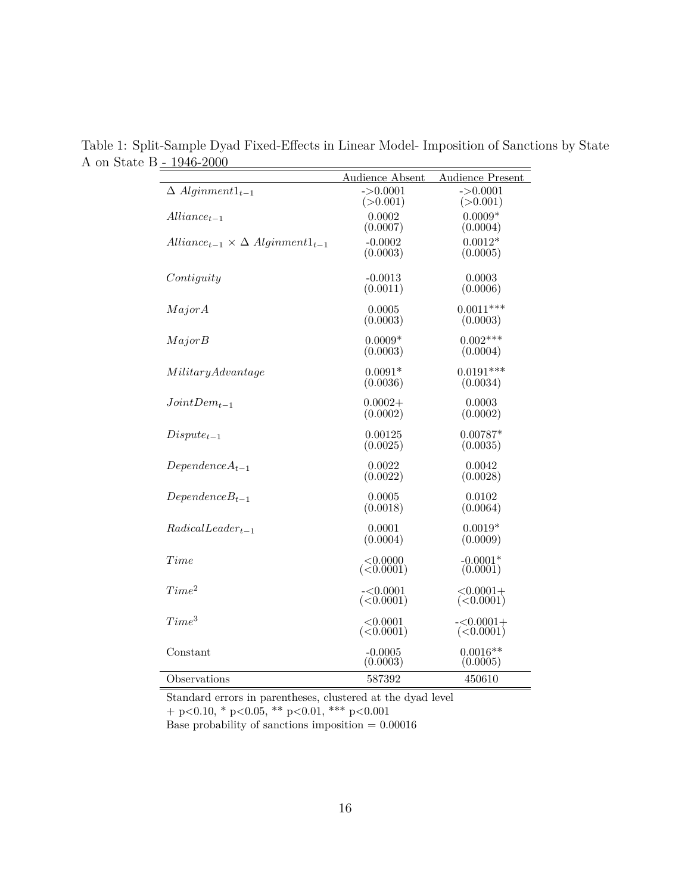Table 1: Split-Sample Dyad Fixed-Effects in Linear Model- Imposition of Sanctions by State A on State B - 1946-2000

| | Audience Absent | Audience Present |
|---|---|---|
| $\Delta$ $Alginment1_{t-1}$ | ->0.0001 | ->0.0001 |
| | (>0.001) | (>0.001) |
| $Alliance_{t-1}$ | 0.0002 | 0.0009* |
| | (0.0007) | (0.0004) |
| $Alliance_{t-1} \times \Delta$ $Alginment1_{t-1}$ | -0.0002 | 0.0012* |
| | (0.0003) | (0.0005) |
| $Contiguity$ | -0.0013 | 0.0003 |
| | (0.0011) | (0.0006) |
| $MajorA$ | 0.0005 | 0.0011*** |
| | (0.0003) | (0.0003) |
| $MajorB$ | 0.0009* | 0.002*** |
| | (0.0003) | (0.0004) |
| $MilitaryAdvantage$ | 0.0091* | 0.0191*** |
| | (0.0036) | (0.0034) |
| $JointDem_{t-1}$ | 0.0002+ | 0.0003 |
| | (0.0002) | (0.0002) |
| $Dispute_{t-1}$ | 0.00125 | 0.00787* |
| | (0.0025) | (0.0035) |
| $DependenceA_{t-1}$ | 0.0022 | 0.0042 |
| | (0.0022) | (0.0028) |
| $DependenceB_{t-1}$ | 0.0005 | 0.0102 |
| | (0.0018) | (0.0064) |
| $RadicalLeader_{t-1}$ | 0.0001 | 0.0019* |
| | (0.0004) | (0.0009) |
| $Time$ | <0.0000 | -0.0001* |
| | (<0.0001) | (0.0001) |
| $Time^2$ | -<0.0001 | <0.0001+ |
| | (<0.0001) | (<0.0001) |
| $Time^3$ | <0.0001 | -<0.0001+ |
| | (<0.0001) | (<0.0001) |
| Constant | -0.0005 | 0.0016** |
| | (0.0003) | (0.0005) |
| Observations | 587392 | 450610 |

Standard errors in parentheses, clustered at the dyad level

+ p<0.10, * p<0.05, ** p<0.01, *** p<0.001

Base probability of sanctions imposition = 0.00016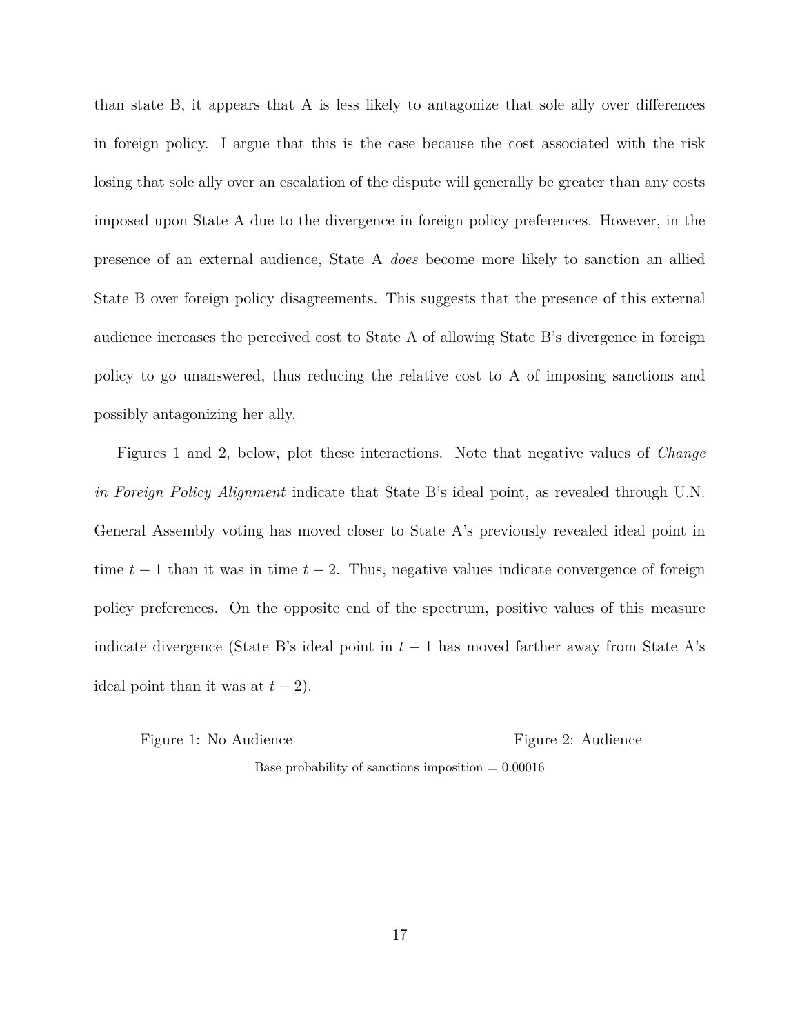than state B, it appears that A is less likely to antagonize that sole ally over differences in foreign policy. I argue that this is the case because the cost associated with the risk losing that sole ally over an escalation of the dispute will generally be greater than any costs imposed upon State A due to the divergence in foreign policy preferences. However, in the presence of an external audience, State A *does* become more likely to sanction an allied State B over foreign policy disagreements. This suggests that the presence of this external audience increases the perceived cost to State A of allowing State B's divergence in foreign policy to go unanswered, thus reducing the relative cost to A of imposing sanctions and possibly antagonizing her ally.

Figures 1 and 2, below, plot these interactions. Note that negative values of *Change in Foreign Policy Alignment* indicate that State B's ideal point, as revealed through U.N. General Assembly voting has moved closer to State A's previously revealed ideal point in time $t-1$ than it was in time $t-2$. Thus, negative values indicate convergence of foreign policy preferences. On the opposite end of the spectrum, positive values of this measure indicate divergence (State B's ideal point in $t-1$ has moved farther away from State A's ideal point than it was at $t-2$).

Figure 1: No Audience

Figure 2: Audience

Base probability of sanctions imposition = 0.00016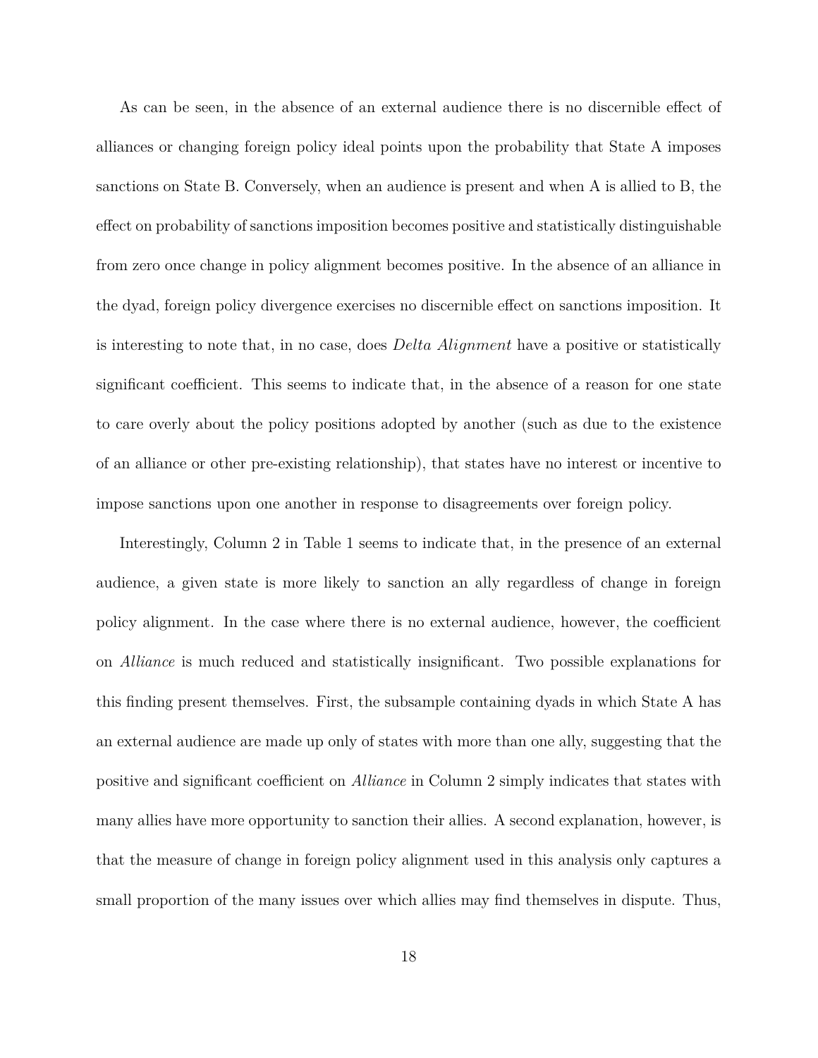As can be seen, in the absence of an external audience there is no discernible effect of alliances or changing foreign policy ideal points upon the probability that State A imposes sanctions on State B. Conversely, when an audience is present and when A is allied to B, the effect on probability of sanctions imposition becomes positive and statistically distinguishable from zero once change in policy alignment becomes positive. In the absence of an alliance in the dyad, foreign policy divergence exercises no discernible effect on sanctions imposition. It is interesting to note that, in no case, does *Delta Alignment* have a positive or statistically significant coefficient. This seems to indicate that, in the absence of a reason for one state to care overly about the policy positions adopted by another (such as due to the existence of an alliance or other pre-existing relationship), that states have no interest or incentive to impose sanctions upon one another in response to disagreements over foreign policy.

Interestingly, Column 2 in Table 1 seems to indicate that, in the presence of an external audience, a given state is more likely to sanction an ally regardless of change in foreign policy alignment. In the case where there is no external audience, however, the coefficient on *Alliance* is much reduced and statistically insignificant. Two possible explanations for this finding present themselves. First, the subsample containing dyads in which State A has an external audience are made up only of states with more than one ally, suggesting that the positive and significant coefficient on *Alliance* in Column 2 simply indicates that states with many allies have more opportunity to sanction their allies. A second explanation, however, is that the measure of change in foreign policy alignment used in this analysis only captures a small proportion of the many issues over which allies may find themselves in dispute. Thus,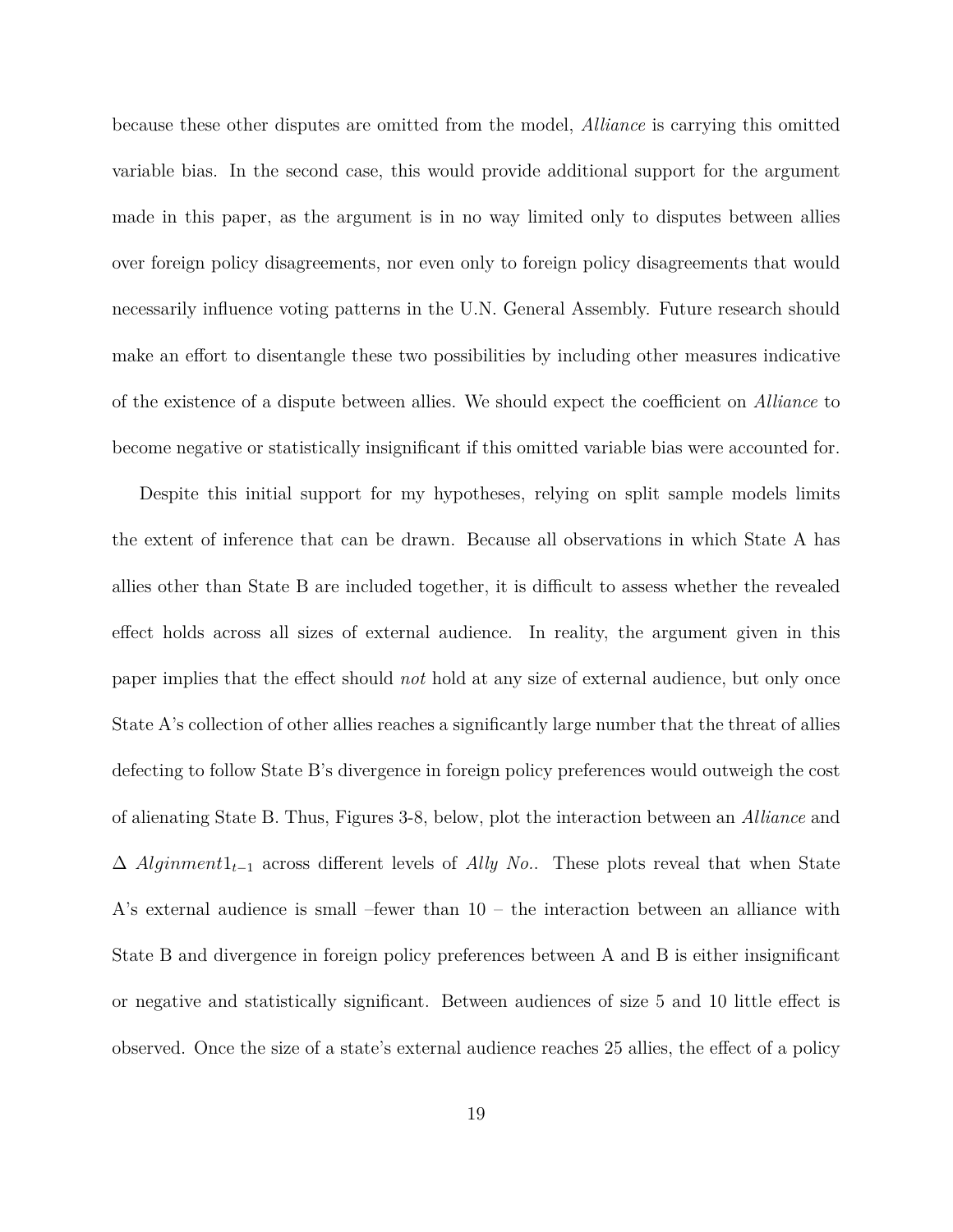because these other disputes are omitted from the model, *Alliance* is carrying this omitted variable bias. In the second case, this would provide additional support for the argument made in this paper, as the argument is in no way limited only to disputes between allies over foreign policy disagreements, nor even only to foreign policy disagreements that would necessarily influence voting patterns in the U.N. General Assembly. Future research should make an effort to disentangle these two possibilities by including other measures indicative of the existence of a dispute between allies. We should expect the coefficient on *Alliance* to become negative or statistically insignificant if this omitted variable bias were accounted for.

Despite this initial support for my hypotheses, relying on split sample models limits the extent of inference that can be drawn. Because all observations in which State A has allies other than State B are included together, it is difficult to assess whether the revealed effect holds across all sizes of external audience. In reality, the argument given in this paper implies that the effect should *not* hold at any size of external audience, but only once State A's collection of other allies reaches a significantly large number that the threat of allies defecting to follow State B's divergence in foreign policy preferences would outweigh the cost of alienating State B. Thus, Figures 3-8, below, plot the interaction between an *Alliance* and $\Delta$ $Alginment1_{t-1}$ across different levels of *Ally No.*. These plots reveal that when State A's external audience is small –fewer than 10 – the interaction between an alliance with State B and divergence in foreign policy preferences between A and B is either insignificant or negative and statistically significant. Between audiences of size 5 and 10 little effect is observed. Once the size of a state's external audience reaches 25 allies, the effect of a policy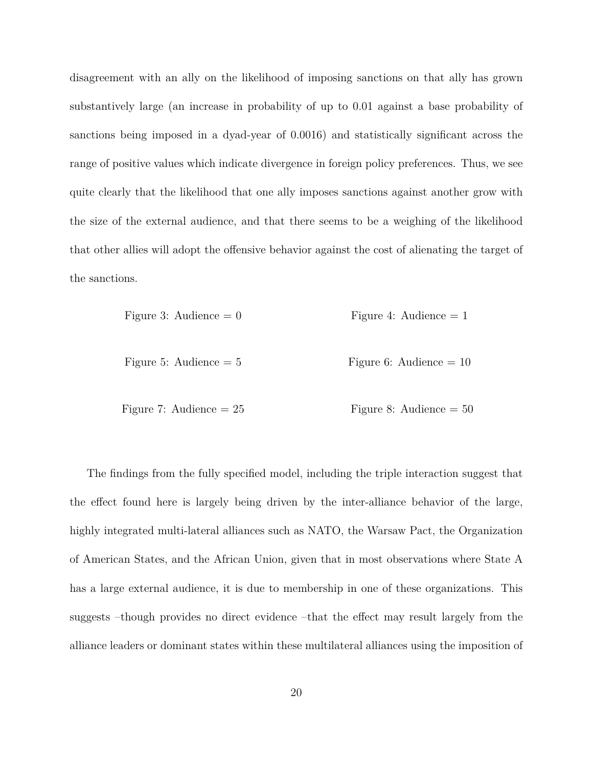disagreement with an ally on the likelihood of imposing sanctions on that ally has grown substantively large (an increase in probability of up to 0.01 against a base probability of sanctions being imposed in a dyad-year of 0.0016) and statistically significant across the range of positive values which indicate divergence in foreign policy preferences. Thus, we see quite clearly that the likelihood that one ally imposes sanctions against another grow with the size of the external audience, and that there seems to be a weighing of the likelihood that other allies will adopt the offensive behavior against the cost of alienating the target of the sanctions.

Figure 3: Audience = 0

Figure 4: Audience = 1

Figure 5: Audience = 5

Figure 6: Audience = 10

Figure 7: Audience = 25

Figure 8: Audience = 50

The findings from the fully specified model, including the triple interaction suggest that the effect found here is largely being driven by the inter-alliance behavior of the large, highly integrated multi-lateral alliances such as NATO, the Warsaw Pact, the Organization of American States, and the African Union, given that in most observations where State A has a large external audience, it is due to membership in one of these organizations. This suggests –though provides no direct evidence –that the effect may result largely from the alliance leaders or dominant states within these multilateral alliances using the imposition of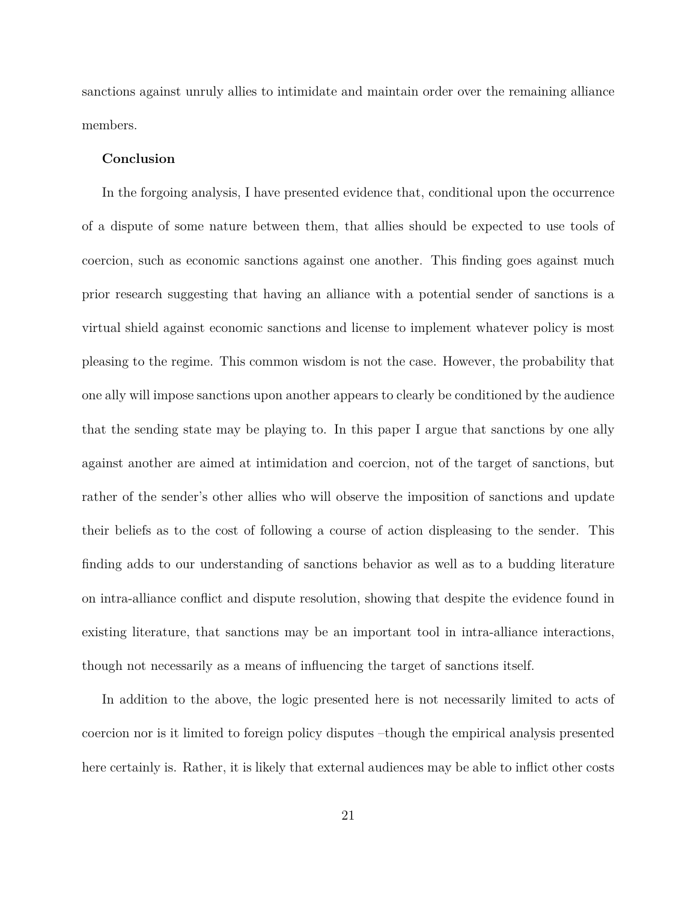sanctions against unruly allies to intimidate and maintain order over the remaining alliance members.

**Conclusion**

In the forgoing analysis, I have presented evidence that, conditional upon the occurrence of a dispute of some nature between them, that allies should be expected to use tools of coercion, such as economic sanctions against one another. This finding goes against much prior research suggesting that having an alliance with a potential sender of sanctions is a virtual shield against economic sanctions and license to implement whatever policy is most pleasing to the regime. This common wisdom is not the case. However, the probability that one ally will impose sanctions upon another appears to clearly be conditioned by the audience that the sending state may be playing to. In this paper I argue that sanctions by one ally against another are aimed at intimidation and coercion, not of the target of sanctions, but rather of the sender's other allies who will observe the imposition of sanctions and update their beliefs as to the cost of following a course of action displeasing to the sender. This finding adds to our understanding of sanctions behavior as well as to a budding literature on intra-alliance conflict and dispute resolution, showing that despite the evidence found in existing literature, that sanctions may be an important tool in intra-alliance interactions, though not necessarily as a means of influencing the target of sanctions itself.

In addition to the above, the logic presented here is not necessarily limited to acts of coercion nor is it limited to foreign policy disputes –though the empirical analysis presented here certainly is. Rather, it is likely that external audiences may be able to inflict other costs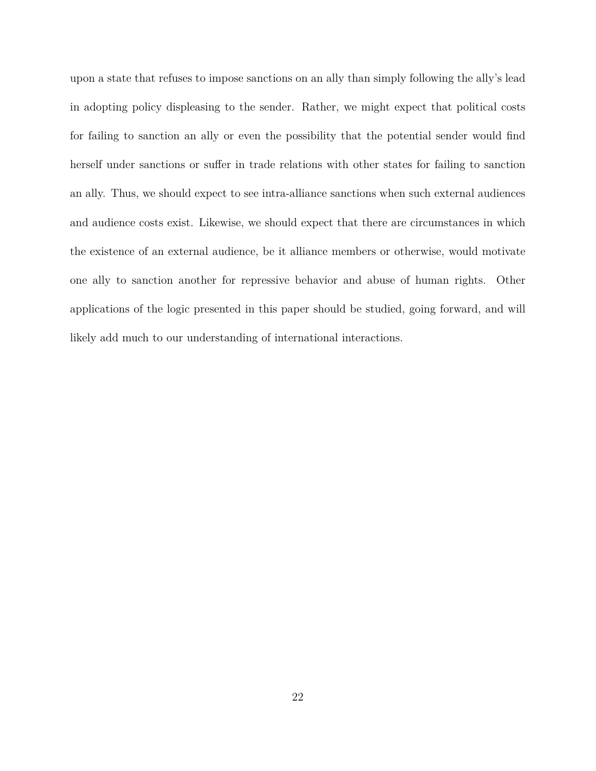upon a state that refuses to impose sanctions on an ally than simply following the ally's lead in adopting policy displeasing to the sender. Rather, we might expect that political costs for failing to sanction an ally or even the possibility that the potential sender would find herself under sanctions or suffer in trade relations with other states for failing to sanction an ally. Thus, we should expect to see intra-alliance sanctions when such external audiences and audience costs exist. Likewise, we should expect that there are circumstances in which the existence of an external audience, be it alliance members or otherwise, would motivate one ally to sanction another for repressive behavior and abuse of human rights. Other applications of the logic presented in this paper should be studied, going forward, and will likely add much to our understanding of international interactions.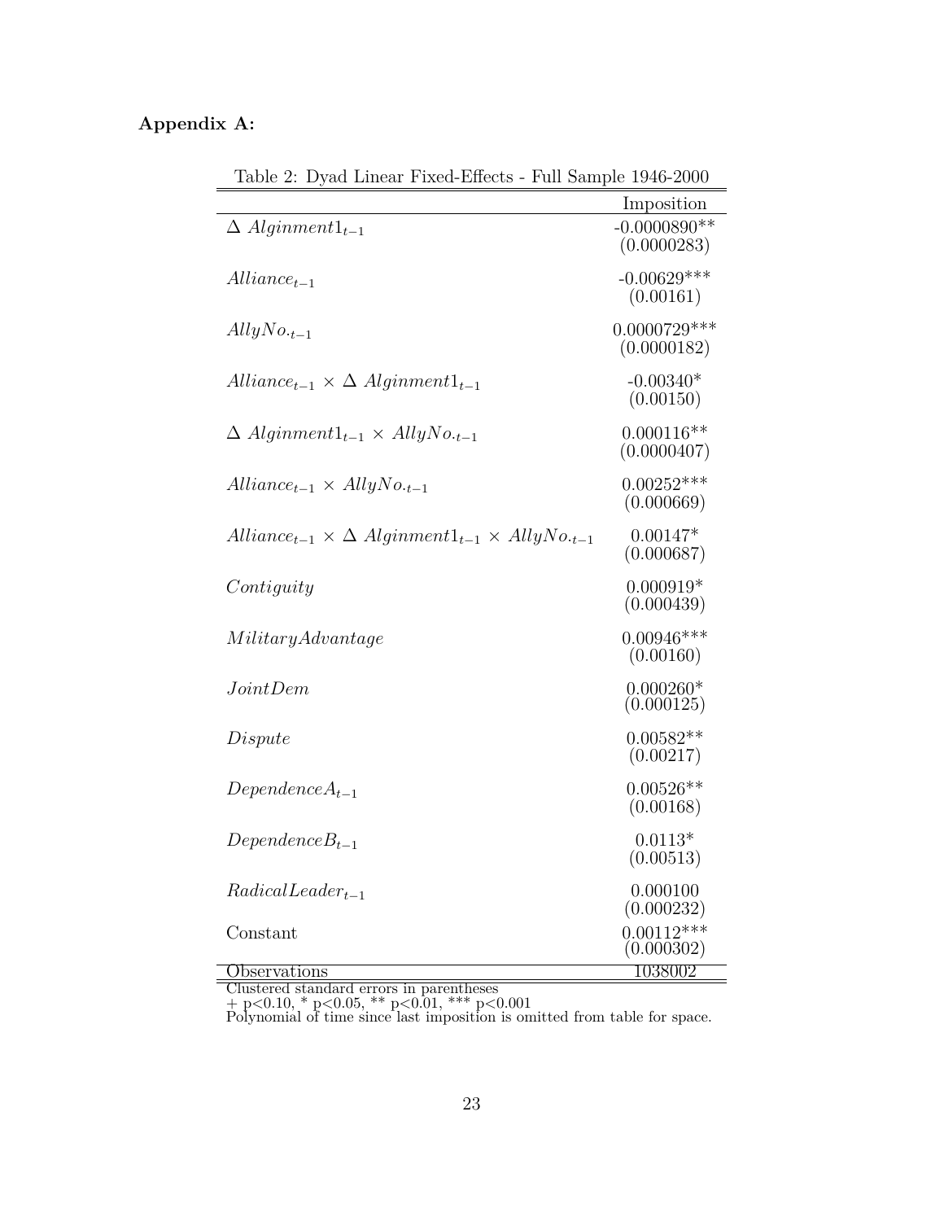**Appendix A:**

Table 2: Dyad Linear Fixed-Effects - Full Sample 1946-2000

| | Imposition |
|---|---|
| $\Delta\ Alginment1_{t-1}$ | -0.0000890** |
| | (0.0000283) |
| $Alliance_{t-1}$ | -0.00629*** |
| | (0.00161) |
| $AllyNo._{t-1}$ | 0.0000729*** |
| | (0.0000182) |
| $Alliance_{t-1} \times \Delta\ Alginment1_{t-1}$ | -0.00340* |
| | (0.00150) |
| $\Delta\ Alginment1_{t-1} \times AllyNo._{t-1}$ | 0.000116** |
| | (0.0000407) |
| $Alliance_{t-1} \times AllyNo._{t-1}$ | 0.00252*** |
| | (0.000669) |
| $Alliance_{t-1} \times \Delta\ Alginment1_{t-1} \times AllyNo._{t-1}$ | 0.00147* |
| | (0.000687) |
| $Contiguity$ | 0.000919* |
| | (0.000439) |
| $MilitaryAdvantage$ | 0.00946*** |
| | (0.00160) |
| $JointDem$ | 0.000260* |
| | (0.000125) |
| $Dispute$ | 0.00582** |
| | (0.00217) |
| $DependenceA_{t-1}$ | 0.00526** |
| | (0.00168) |
| $DependenceB_{t-1}$ | 0.0113* |
| | (0.00513) |
| $RadicalLeader_{t-1}$ | 0.000100 |
| | (0.000232) |
| Constant | 0.00112*** |
| | (0.000302) |
| Observations | 1038002 |

Clustered standard errors in parentheses
+ p<0.10, * p<0.05, ** p<0.01, *** p<0.001
Polynomial of time since last imposition is omitted from table for space.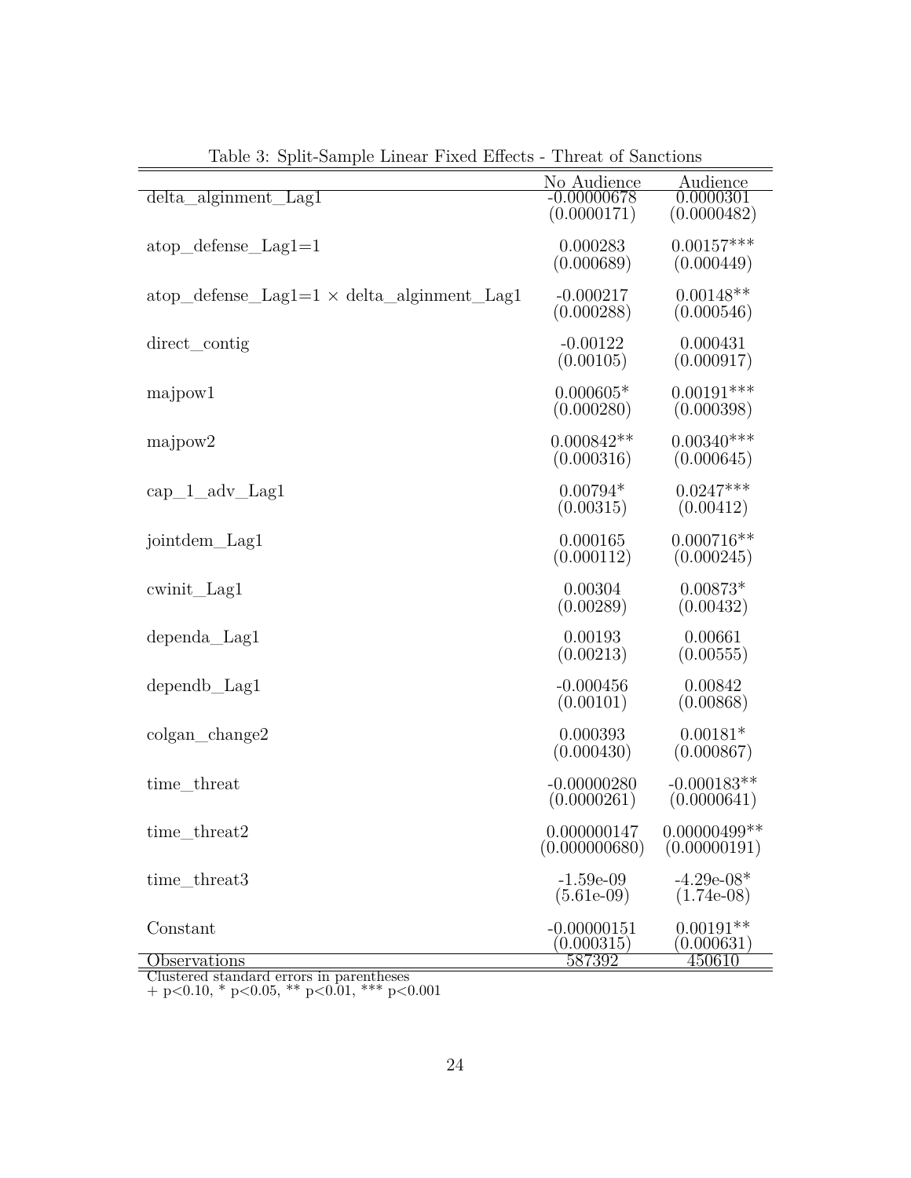Table 3: Split-Sample Linear Fixed Effects - Threat of Sanctions

| | No Audience | Audience |
|---|---|---|
| delta_alginment_Lag1 | -0.00000678 | 0.0000301 |
| | (0.0000171) | (0.0000482) |
| atop_defense_Lag1=1 | 0.000283 | 0.00157*** |
| | (0.000689) | (0.000449) |
| atop_defense_Lag1=1 × delta_alginment_Lag1 | -0.000217 | 0.00148** |
| | (0.000288) | (0.000546) |
| direct_contig | -0.00122 | 0.000431 |
| | (0.00105) | (0.000917) |
| majpow1 | 0.000605* | 0.00191*** |
| | (0.000280) | (0.000398) |
| majpow2 | 0.000842** | 0.00340*** |
| | (0.000316) | (0.000645) |
| cap_1_adv_Lag1 | 0.00794* | 0.0247*** |
| | (0.00315) | (0.00412) |
| jointdem_Lag1 | 0.000165 | 0.000716** |
| | (0.000112) | (0.000245) |
| cwinit_Lag1 | 0.00304 | 0.00873* |
| | (0.00289) | (0.00432) |
| dependa_Lag1 | 0.00193 | 0.00661 |
| | (0.00213) | (0.00555) |
| dependb_Lag1 | -0.000456 | 0.00842 |
| | (0.00101) | (0.00868) |
| colgan_change2 | 0.000393 | 0.00181* |
| | (0.000430) | (0.000867) |
| time_threat | -0.00000280 | -0.000183** |
| | (0.0000261) | (0.0000641) |
| time_threat2 | 0.000000147 | 0.00000499** |
| | (0.000000680) | (0.00000191) |
| time_threat3 | -1.59e-09 | -4.29e-08* |
| | (5.61e-09) | (1.74e-08) |
| Constant | -0.00000151 | 0.00191** |
| | (0.000315) | (0.000631) |
| Observations | 587392 | 450610 |

Clustered standard errors in parentheses
+ p<0.10, * p<0.05, ** p<0.01, *** p<0.001